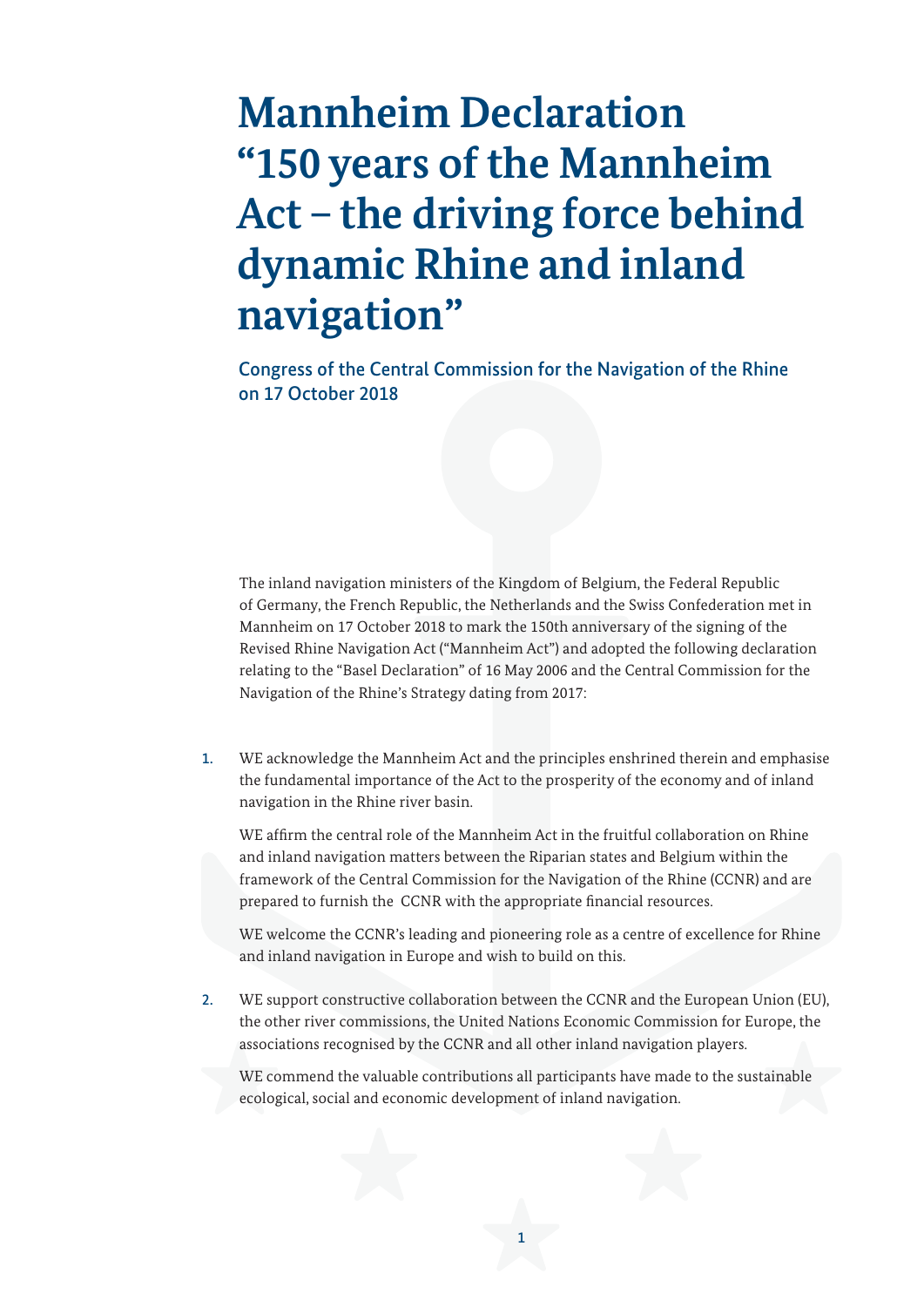# Mannheim Declaration "150 years of the Mannheim Act – the driving force behind dynamic Rhine and inland navigation"

## Congress of the Central Commission for the Navigation of the Rhine on 17 October 2018

The inland navigation ministers of the Kingdom of Belgium, the Federal Republic of Germany, the French Republic, the Netherlands and the Swiss Confederation met in Mannheim on 17 October 2018 to mark the 150th anniversary of the signing of the Revised Rhine Navigation Act ("Mannheim Act") and adopted the following declaration relating to the "Basel Declaration" of 16 May 2006 and the Central Commission for the Navigation of the Rhine's Strategy dating from 2017:

1. WE acknowledge the Mannheim Act and the principles enshrined therein and emphasise the fundamental importance of the Act to the prosperity of the economy and of inland navigation in the Rhine river basin.

   WE affirm the central role of the Mannheim Act in the fruitful collaboration on Rhine and inland navigation matters between the Riparian states and Belgium within the framework of the Central Commission for the Navigation of the Rhine (CCNR) and are prepared to furnish the CCNR with the appropriate financial resources.

   WE welcome the CCNR's leading and pioneering role as a centre of excellence for Rhine and inland navigation in Europe and wish to build on this.

2. WE support constructive collaboration between the CCNR and the European Union (EU), the other river commissions, the United Nations Economic Commission for Europe, the associations recognised by the CCNR and all other inland navigation players.

   WE commend the valuable contributions all participants have made to the sustainable ecological, social and economic development of inland navigation.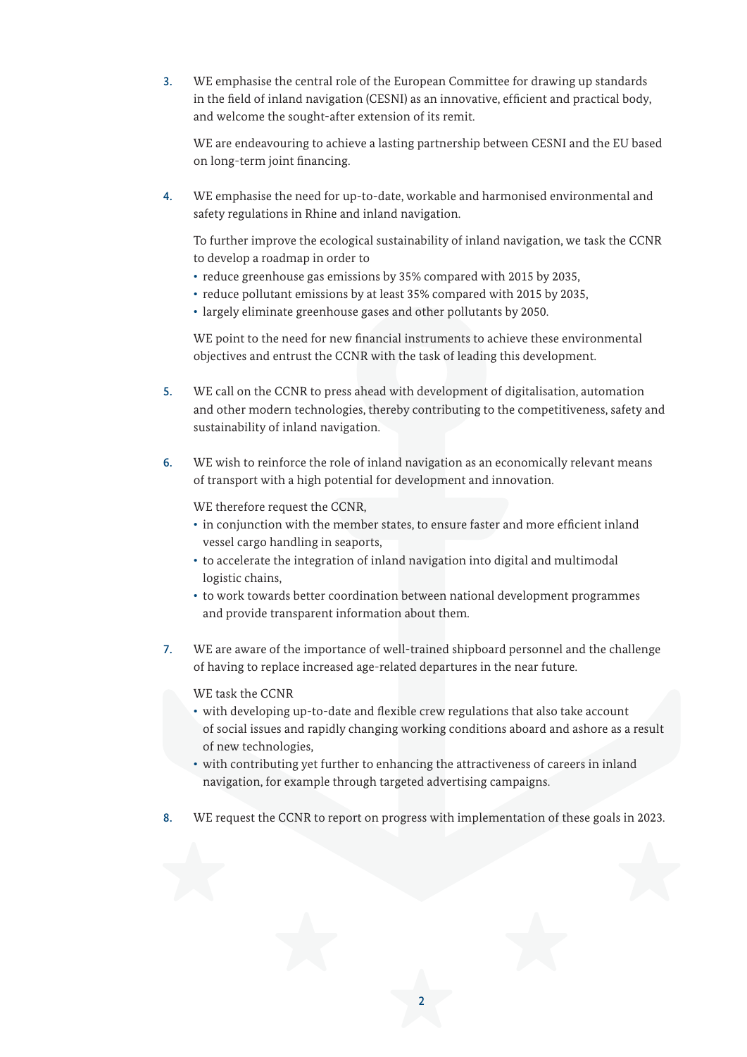3. WE emphasise the central role of the European Committee for drawing up standards in the field of inland navigation (CESNI) as an innovative, efficient and practical body, and welcome the sought-after extension of its remit.

   WE are endeavouring to achieve a lasting partnership between CESNI and the EU based on long-term joint financing.

4. WE emphasise the need for up-to-date, workable and harmonised environmental and safety regulations in Rhine and inland navigation.

   To further improve the ecological sustainability of inland navigation, we task the CCNR to develop a roadmap in order to
   - reduce greenhouse gas emissions by 35% compared with 2015 by 2035,
   - reduce pollutant emissions by at least 35% compared with 2015 by 2035,
   - largely eliminate greenhouse gases and other pollutants by 2050.

   WE point to the need for new financial instruments to achieve these environmental objectives and entrust the CCNR with the task of leading this development.

5. WE call on the CCNR to press ahead with development of digitalisation, automation and other modern technologies, thereby contributing to the competitiveness, safety and sustainability of inland navigation.

6. WE wish to reinforce the role of inland navigation as an economically relevant means of transport with a high potential for development and innovation.

   WE therefore request the CCNR,
   - in conjunction with the member states, to ensure faster and more efficient inland vessel cargo handling in seaports,
   - to accelerate the integration of inland navigation into digital and multimodal logistic chains,
   - to work towards better coordination between national development programmes and provide transparent information about them.

7. WE are aware of the importance of well-trained shipboard personnel and the challenge of having to replace increased age-related departures in the near future.

   WE task the CCNR
   - with developing up-to-date and flexible crew regulations that also take account of social issues and rapidly changing working conditions aboard and ashore as a result of new technologies,
   - with contributing yet further to enhancing the attractiveness of careers in inland navigation, for example through targeted advertising campaigns.

8. WE request the CCNR to report on progress with implementation of these goals in 2023.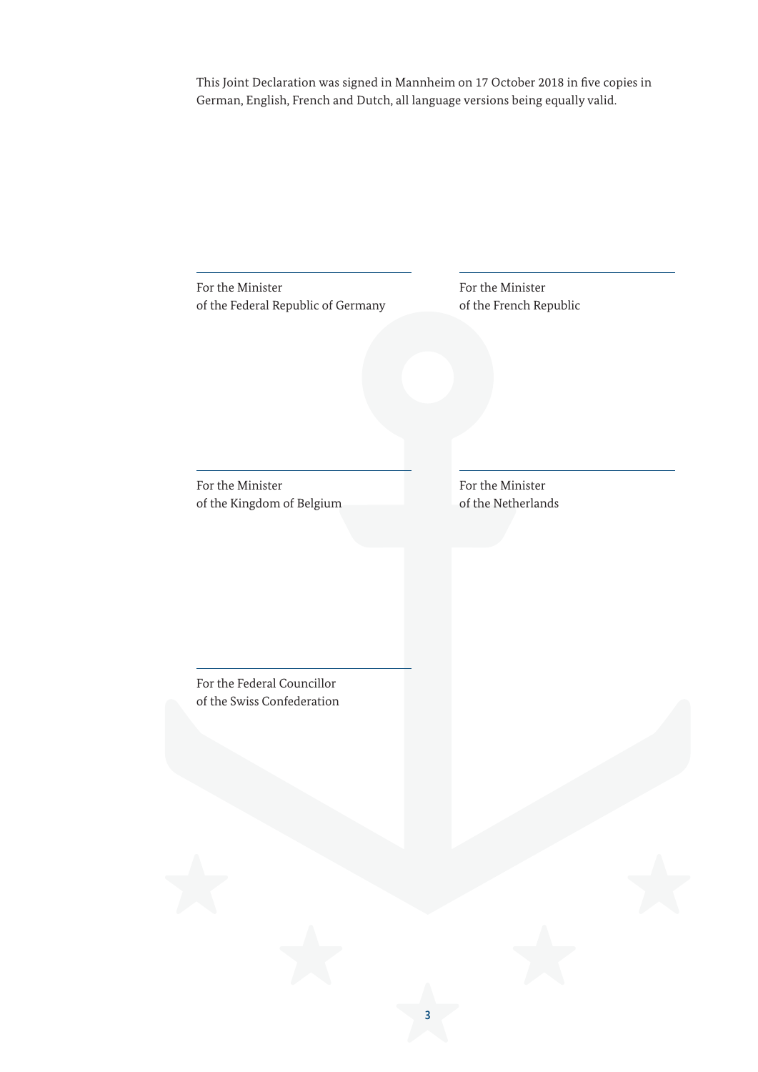This Joint Declaration was signed in Mannheim on 17 October 2018 in five copies in German, English, French and Dutch, all language versions being equally valid.

For the Minister
of the Federal Republic of Germany

For the Minister
of the French Republic

For the Minister
of the Kingdom of Belgium

For the Minister
of the Netherlands

For the Federal Councillor
of the Swiss Confederation